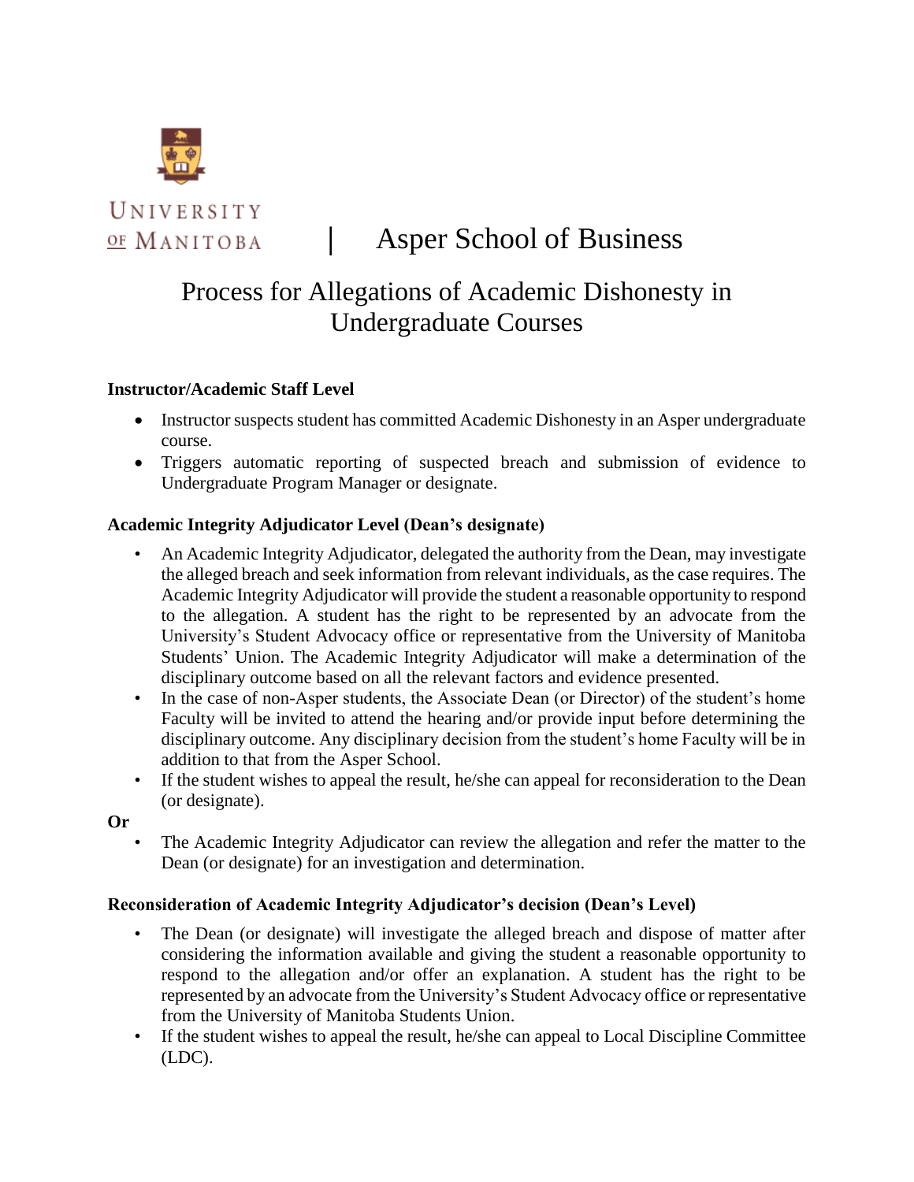UNIVERSITY OF MANITOBA | Asper School of Business

# Process for Allegations of Academic Dishonesty in Undergraduate Courses

**Instructor/Academic Staff Level**

- Instructor suspects student has committed Academic Dishonesty in an Asper undergraduate course.
- Triggers automatic reporting of suspected breach and submission of evidence to Undergraduate Program Manager or designate.

**Academic Integrity Adjudicator Level (Dean's designate)**

- An Academic Integrity Adjudicator, delegated the authority from the Dean, may investigate the alleged breach and seek information from relevant individuals, as the case requires. The Academic Integrity Adjudicator will provide the student a reasonable opportunity to respond to the allegation. A student has the right to be represented by an advocate from the University's Student Advocacy office or representative from the University of Manitoba Students' Union. The Academic Integrity Adjudicator will make a determination of the disciplinary outcome based on all the relevant factors and evidence presented.
- In the case of non-Asper students, the Associate Dean (or Director) of the student's home Faculty will be invited to attend the hearing and/or provide input before determining the disciplinary outcome. Any disciplinary decision from the student's home Faculty will be in addition to that from the Asper School.
- If the student wishes to appeal the result, he/she can appeal for reconsideration to the Dean (or designate).

**Or**

- The Academic Integrity Adjudicator can review the allegation and refer the matter to the Dean (or designate) for an investigation and determination.

**Reconsideration of Academic Integrity Adjudicator's decision (Dean's Level)**

- The Dean (or designate) will investigate the alleged breach and dispose of matter after considering the information available and giving the student a reasonable opportunity to respond to the allegation and/or offer an explanation. A student has the right to be represented by an advocate from the University's Student Advocacy office or representative from the University of Manitoba Students Union.
- If the student wishes to appeal the result, he/she can appeal to Local Discipline Committee (LDC).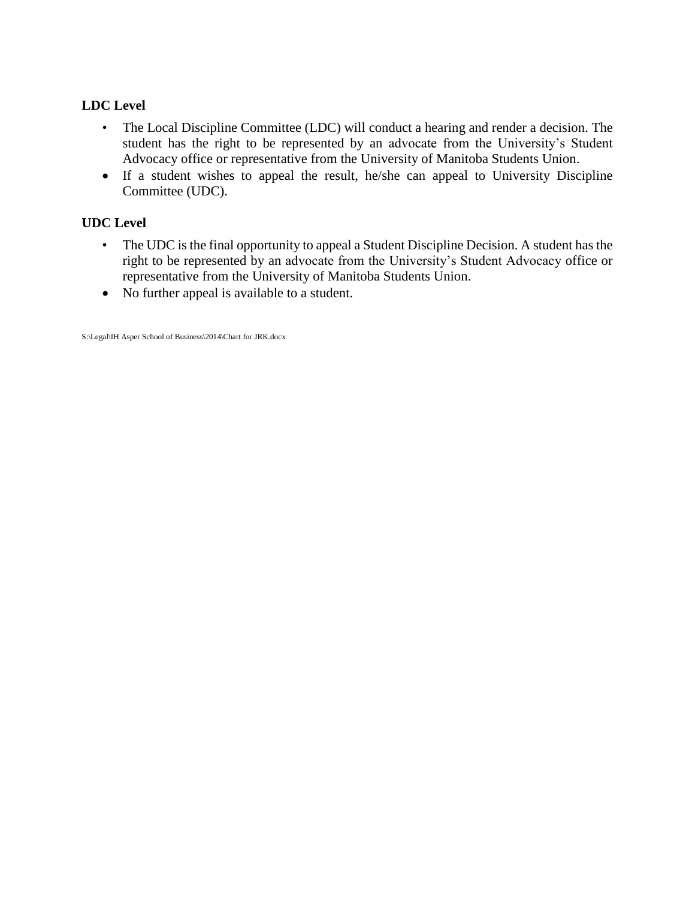**LDC Level**

- The Local Discipline Committee (LDC) will conduct a hearing and render a decision. The student has the right to be represented by an advocate from the University's Student Advocacy office or representative from the University of Manitoba Students Union.
- If a student wishes to appeal the result, he/she can appeal to University Discipline Committee (UDC).

**UDC Level**

- The UDC is the final opportunity to appeal a Student Discipline Decision. A student has the right to be represented by an advocate from the University's Student Advocacy office or representative from the University of Manitoba Students Union.
- No further appeal is available to a student.

S:\Legal\IH Asper School of Business\2014\Chart for JRK.docx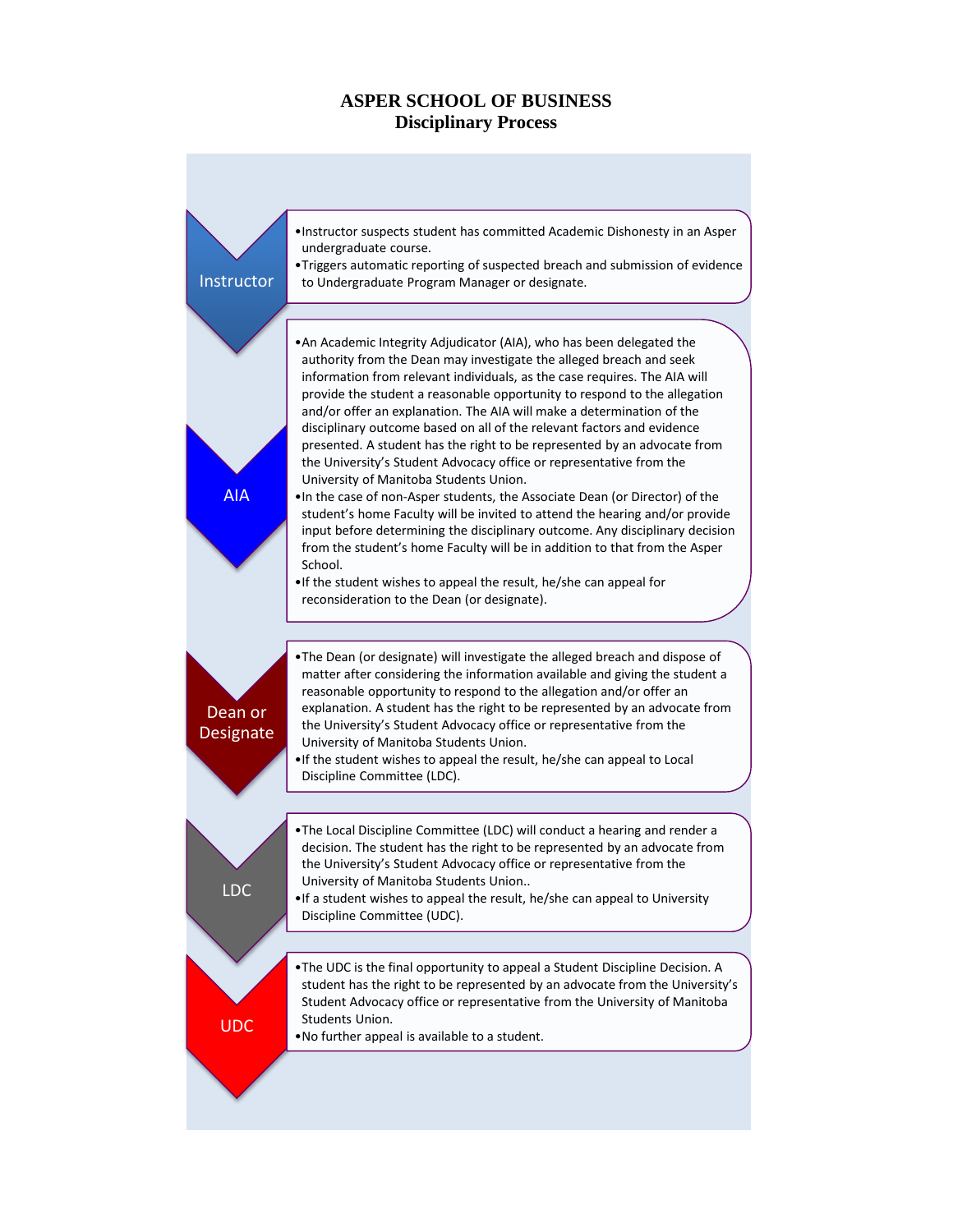# ASPER SCHOOL OF BUSINESS
## Disciplinary Process

### Instructor

- Instructor suspects student has committed Academic Dishonesty in an Asper undergraduate course.
- Triggers automatic reporting of suspected breach and submission of evidence to Undergraduate Program Manager or designate.

### AIA

- An Academic Integrity Adjudicator (AIA), who has been delegated the authority from the Dean may investigate the alleged breach and seek information from relevant individuals, as the case requires. The AIA will provide the student a reasonable opportunity to respond to the allegation and/or offer an explanation. The AIA will make a determination of the disciplinary outcome based on all of the relevant factors and evidence presented. A student has the right to be represented by an advocate from the University's Student Advocacy office or representative from the University of Manitoba Students Union.
- In the case of non-Asper students, the Associate Dean (or Director) of the student's home Faculty will be invited to attend the hearing and/or provide input before determining the disciplinary outcome. Any disciplinary decision from the student's home Faculty will be in addition to that from the Asper School.
- If the student wishes to appeal the result, he/she can appeal for reconsideration to the Dean (or designate).

### Dean or Designate

- The Dean (or designate) will investigate the alleged breach and dispose of matter after considering the information available and giving the student a reasonable opportunity to respond to the allegation and/or offer an explanation. A student has the right to be represented by an advocate from the University's Student Advocacy office or representative from the University of Manitoba Students Union.
- If the student wishes to appeal the result, he/she can appeal to Local Discipline Committee (LDC).

### LDC

- The Local Discipline Committee (LDC) will conduct a hearing and render a decision. The student has the right to be represented by an advocate from the University's Student Advocacy office or representative from the University of Manitoba Students Union..
- If a student wishes to appeal the result, he/she can appeal to University Discipline Committee (UDC).

### UDC

- The UDC is the final opportunity to appeal a Student Discipline Decision. A student has the right to be represented by an advocate from the University's Student Advocacy office or representative from the University of Manitoba Students Union.
- No further appeal is available to a student.